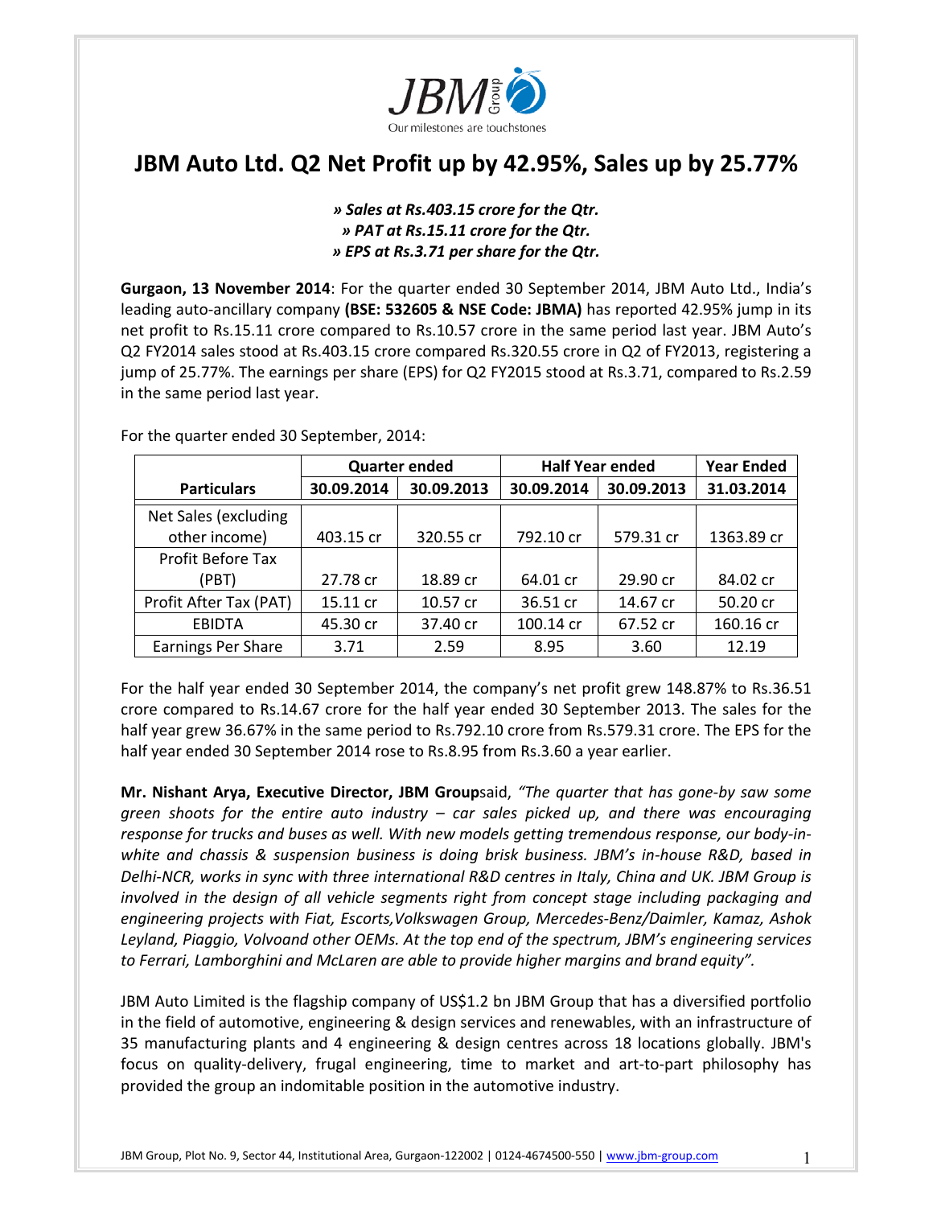# JBM Auto Ltd. Q2 Net Profit up by 42.95%, Sales up by 25.77%

*» Sales at Rs.403.15 crore for the Qtr.*
*» PAT at Rs.15.11 crore for the Qtr.*
*» EPS at Rs.3.71 per share for the Qtr.*

**Gurgaon, 13 November 2014**: For the quarter ended 30 September 2014, JBM Auto Ltd., India's leading auto-ancillary company **(BSE: 532605 & NSE Code: JBMA)** has reported 42.95% jump in its net profit to Rs.15.11 crore compared to Rs.10.57 crore in the same period last year. JBM Auto's Q2 FY2014 sales stood at Rs.403.15 crore compared Rs.320.55 crore in Q2 of FY2013, registering a jump of 25.77%. The earnings per share (EPS) for Q2 FY2015 stood at Rs.3.71, compared to Rs.2.59 in the same period last year.

For the quarter ended 30 September, 2014:

| Particulars | Quarter ended | | Half Year ended | | Year Ended |
|---|---|---|---|---|---|
| | 30.09.2014 | 30.09.2013 | 30.09.2014 | 30.09.2013 | 31.03.2014 |
| Net Sales (excluding other income) | 403.15 cr | 320.55 cr | 792.10 cr | 579.31 cr | 1363.89 cr |
| Profit Before Tax (PBT) | 27.78 cr | 18.89 cr | 64.01 cr | 29.90 cr | 84.02 cr |
| Profit After Tax (PAT) | 15.11 cr | 10.57 cr | 36.51 cr | 14.67 cr | 50.20 cr |
| EBIDTA | 45.30 cr | 37.40 cr | 100.14 cr | 67.52 cr | 160.16 cr |
| Earnings Per Share | 3.71 | 2.59 | 8.95 | 3.60 | 12.19 |

For the half year ended 30 September 2014, the company's net profit grew 148.87% to Rs.36.51 crore compared to Rs.14.67 crore for the half year ended 30 September 2013. The sales for the half year grew 36.67% in the same period to Rs.792.10 crore from Rs.579.31 crore. The EPS for the half year ended 30 September 2014 rose to Rs.8.95 from Rs.3.60 a year earlier.

**Mr. Nishant Arya, Executive Director, JBM Group**said, *"The quarter that has gone-by saw some green shoots for the entire auto industry – car sales picked up, and there was encouraging response for trucks and buses as well. With new models getting tremendous response, our body-in-white and chassis & suspension business is doing brisk business. JBM's in-house R&D, based in Delhi-NCR, works in sync with three international R&D centres in Italy, China and UK. JBM Group is involved in the design of all vehicle segments right from concept stage including packaging and engineering projects with Fiat, Escorts,Volkswagen Group, Mercedes-Benz/Daimler, Kamaz, Ashok Leyland, Piaggio, Volvoand other OEMs. At the top end of the spectrum, JBM's engineering services to Ferrari, Lamborghini and McLaren are able to provide higher margins and brand equity".*

JBM Auto Limited is the flagship company of US$1.2 bn JBM Group that has a diversified portfolio in the field of automotive, engineering & design services and renewables, with an infrastructure of 35 manufacturing plants and 4 engineering & design centres across 18 locations globally. JBM's focus on quality-delivery, frugal engineering, time to market and art-to-part philosophy has provided the group an indomitable position in the automotive industry.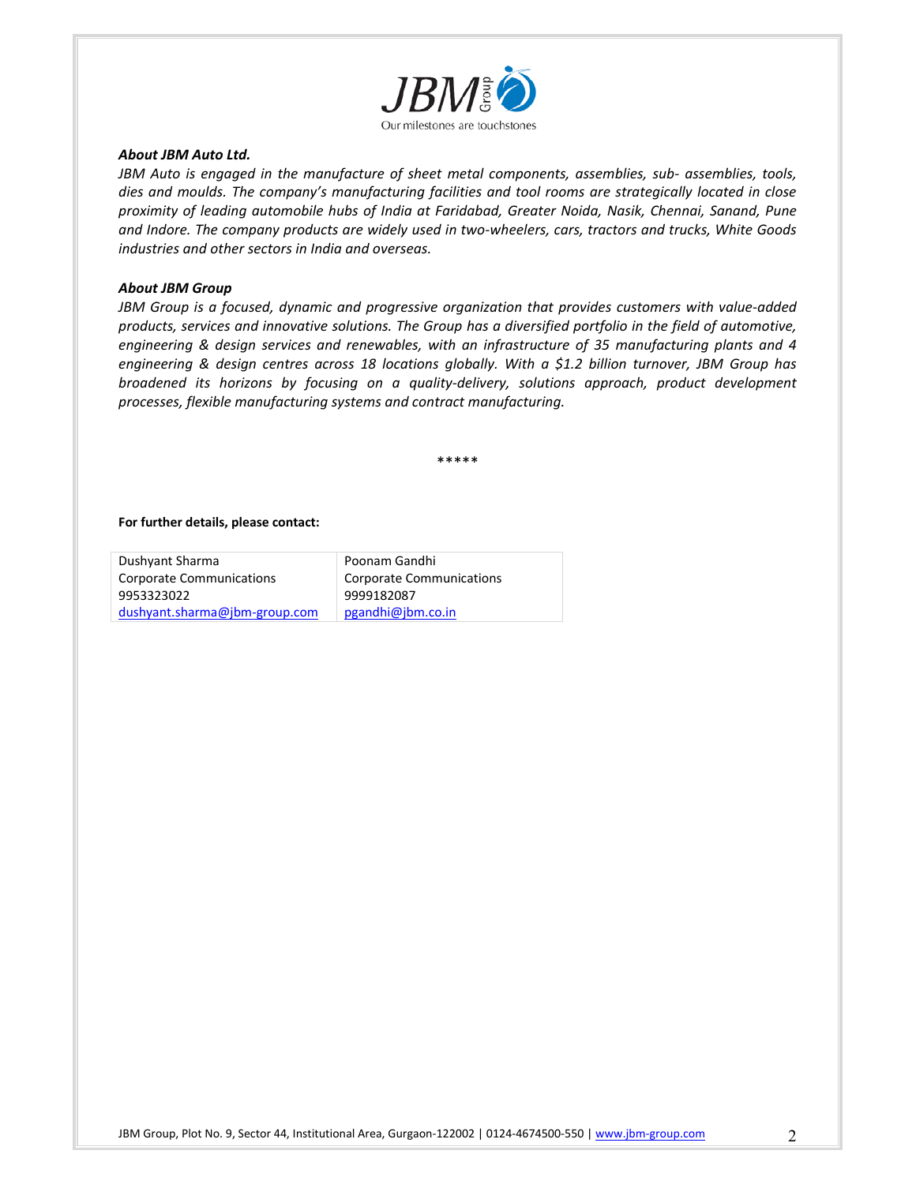***About JBM Auto Ltd.***

*JBM Auto is engaged in the manufacture of sheet metal components, assemblies, sub- assemblies, tools, dies and moulds. The company's manufacturing facilities and tool rooms are strategically located in close proximity of leading automobile hubs of India at Faridabad, Greater Noida, Nasik, Chennai, Sanand, Pune and Indore. The company products are widely used in two-wheelers, cars, tractors and trucks, White Goods industries and other sectors in India and overseas.*

***About JBM Group***

*JBM Group is a focused, dynamic and progressive organization that provides customers with value-added products, services and innovative solutions. The Group has a diversified portfolio in the field of automotive, engineering & design services and renewables, with an infrastructure of 35 manufacturing plants and 4 engineering & design centres across 18 locations globally. With a $1.2 billion turnover, JBM Group has broadened its horizons by focusing on a quality-delivery, solutions approach, product development processes, flexible manufacturing systems and contract manufacturing.*

*****

**For further details, please contact:**

| | |
|---|---|
| Dushyant Sharma<br>Corporate Communications<br>9953323022<br>dushyant.sharma@jbm-group.com | Poonam Gandhi<br>Corporate Communications<br>9999182087<br>pgandhi@jbm.co.in |

JBM Group, Plot No. 9, Sector 44, Institutional Area, Gurgaon-122002 | 0124-4674500-550 | www.jbm-group.com